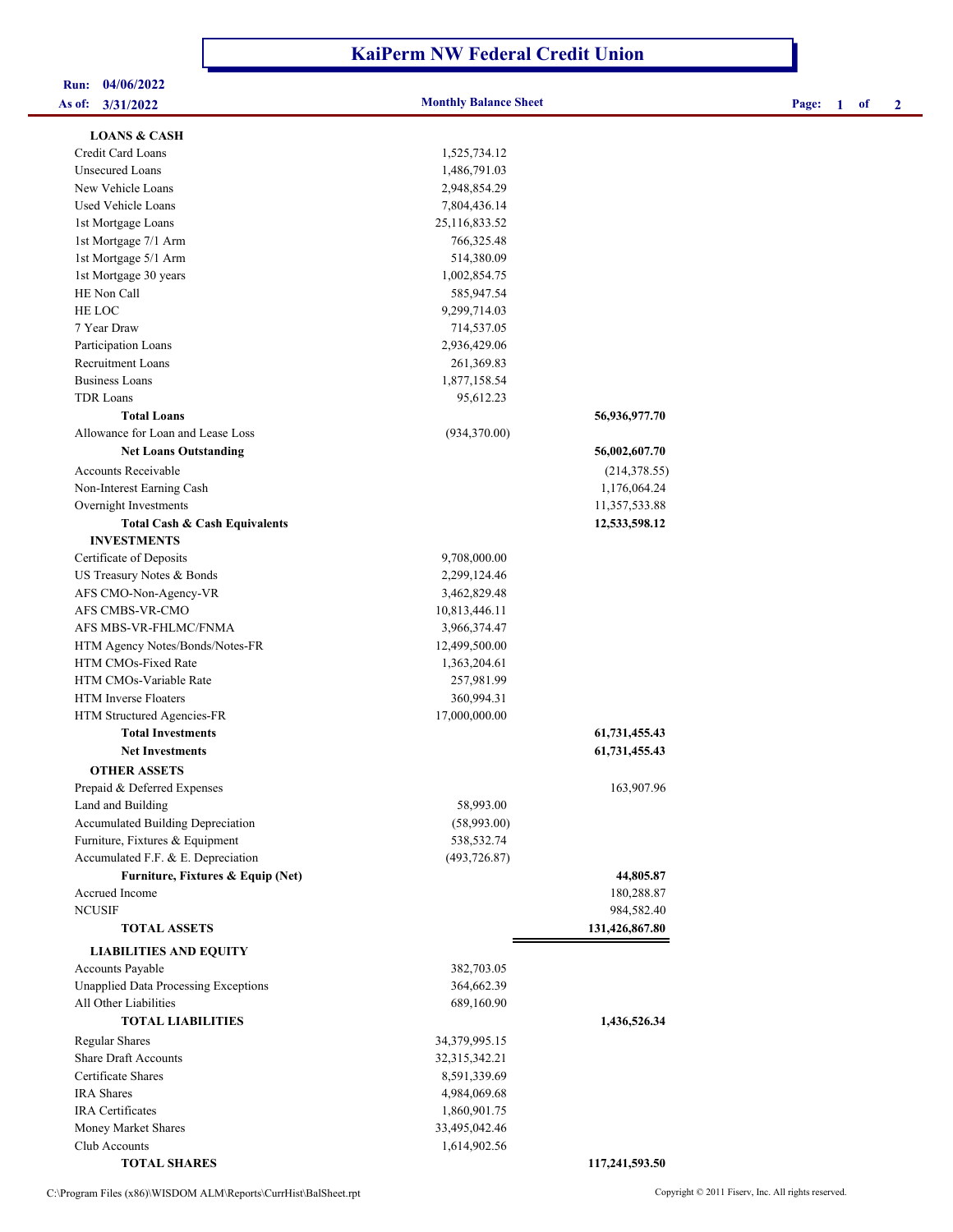# KaiPerm NW Federal Credit Union

**Run:** 04/06/2022
**As of:** 3/31/2022

**Monthly Balance Sheet**

| | | |
|---|---|---|
| **LOANS & CASH** | | |
| Credit Card Loans | 1,525,734.12 | |
| Unsecured Loans | 1,486,791.03 | |
| New Vehicle Loans | 2,948,854.29 | |
| Used Vehicle Loans | 7,804,436.14 | |
| 1st Mortgage Loans | 25,116,833.52 | |
| 1st Mortgage 7/1 Arm | 766,325.48 | |
| 1st Mortgage 5/1 Arm | 514,380.09 | |
| 1st Mortgage 30 years | 1,002,854.75 | |
| HE Non Call | 585,947.54 | |
| HE LOC | 9,299,714.03 | |
| 7 Year Draw | 714,537.05 | |
| Participation Loans | 2,936,429.06 | |
| Recruitment Loans | 261,369.83 | |
| Business Loans | 1,877,158.54 | |
| TDR Loans | 95,612.23 | |
| **Total Loans** | | **56,936,977.70** |
| Allowance for Loan and Lease Loss | (934,370.00) | |
| **Net Loans Outstanding** | | **56,002,607.70** |
| Accounts Receivable | | (214,378.55) |
| Non-Interest Earning Cash | | 1,176,064.24 |
| Overnight Investments | | 11,357,533.88 |
| **Total Cash & Cash Equivalents** | | **12,533,598.12** |
| **INVESTMENTS** | | |
| Certificate of Deposits | 9,708,000.00 | |
| US Treasury Notes & Bonds | 2,299,124.46 | |
| AFS CMO-Non-Agency-VR | 3,462,829.48 | |
| AFS CMBS-VR-CMO | 10,813,446.11 | |
| AFS MBS-VR-FHLMC/FNMA | 3,966,374.47 | |
| HTM Agency Notes/Bonds/Notes-FR | 12,499,500.00 | |
| HTM CMOs-Fixed Rate | 1,363,204.61 | |
| HTM CMOs-Variable Rate | 257,981.99 | |
| HTM Inverse Floaters | 360,994.31 | |
| HTM Structured Agencies-FR | 17,000,000.00 | |
| **Total Investments** | | **61,731,455.43** |
| **Net Investments** | | **61,731,455.43** |
| **OTHER ASSETS** | | |
| Prepaid & Deferred Expenses | | 163,907.96 |
| Land and Building | 58,993.00 | |
| Accumulated Building Depreciation | (58,993.00) | |
| Furniture, Fixtures & Equipment | 538,532.74 | |
| Accumulated F.F. & E. Depreciation | (493,726.87) | |
| **Furniture, Fixtures & Equip (Net)** | | **44,805.87** |
| Accrued Income | | 180,288.87 |
| NCUSIF | | 984,582.40 |
| **TOTAL ASSETS** | | **131,426,867.80** |
| **LIABILITIES AND EQUITY** | | |
| Accounts Payable | 382,703.05 | |
| Unapplied Data Processing Exceptions | 364,662.39 | |
| All Other Liabilities | 689,160.90 | |
| **TOTAL LIABILITIES** | | **1,436,526.34** |
| Regular Shares | 34,379,995.15 | |
| Share Draft Accounts | 32,315,342.21 | |
| Certificate Shares | 8,591,339.69 | |
| IRA Shares | 4,984,069.68 | |
| IRA Certificates | 1,860,901.75 | |
| Money Market Shares | 33,495,042.46 | |
| Club Accounts | 1,614,902.56 | |
| **TOTAL SHARES** | | **117,241,593.50** |

C:\Program Files (x86)\WISDOM ALM\Reports\CurrHist\BalSheet.rpt

Copyright © 2011 Fiserv, Inc. All rights reserved.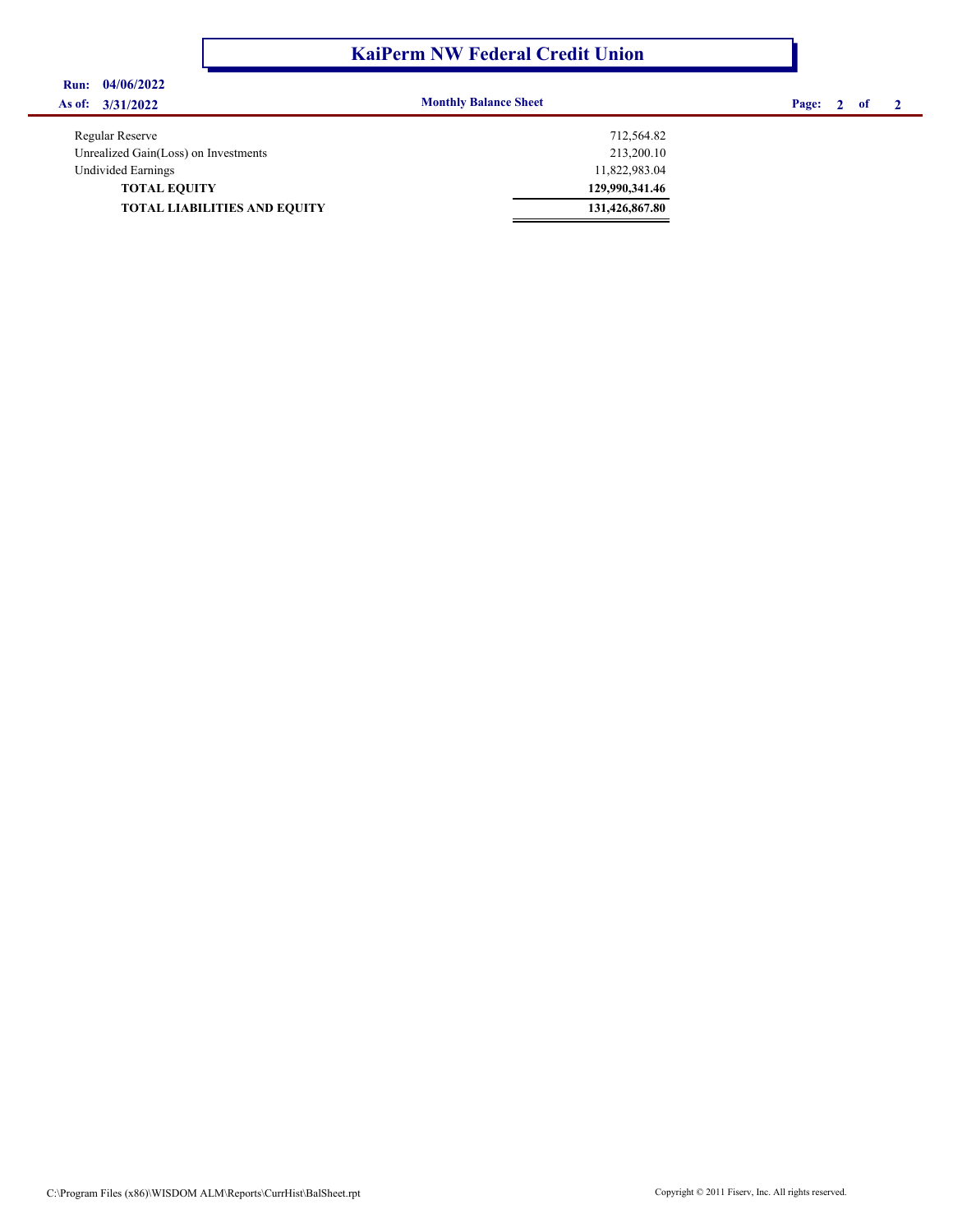| | |
|---|---|
| Regular Reserve | 712,564.82 |
| Unrealized Gain(Loss) on Investments | 213,200.10 |
| Undivided Earnings | 11,822,983.04 |
| **TOTAL EQUITY** | **129,990,341.46** |
| **TOTAL LIABILITIES AND EQUITY** | **131,426,867.80** |